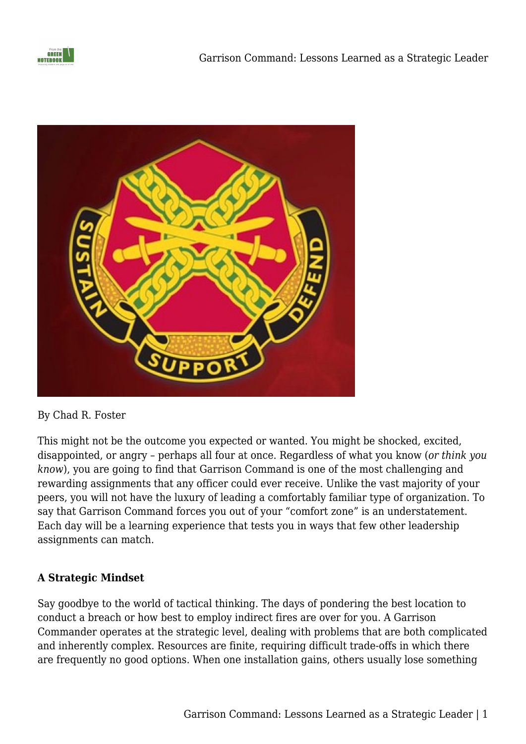By Chad R. Foster

This might not be the outcome you expected or wanted. You might be shocked, excited, disappointed, or angry – perhaps all four at once. Regardless of what you know (*or think you know*), you are going to find that Garrison Command is one of the most challenging and rewarding assignments that any officer could ever receive. Unlike the vast majority of your peers, you will not have the luxury of leading a comfortably familiar type of organization. To say that Garrison Command forces you out of your "comfort zone" is an understatement. Each day will be a learning experience that tests you in ways that few other leadership assignments can match.

**A Strategic Mindset**

Say goodbye to the world of tactical thinking. The days of pondering the best location to conduct a breach or how best to employ indirect fires are over for you. A Garrison Commander operates at the strategic level, dealing with problems that are both complicated and inherently complex. Resources are finite, requiring difficult trade-offs in which there are frequently no good options. When one installation gains, others usually lose something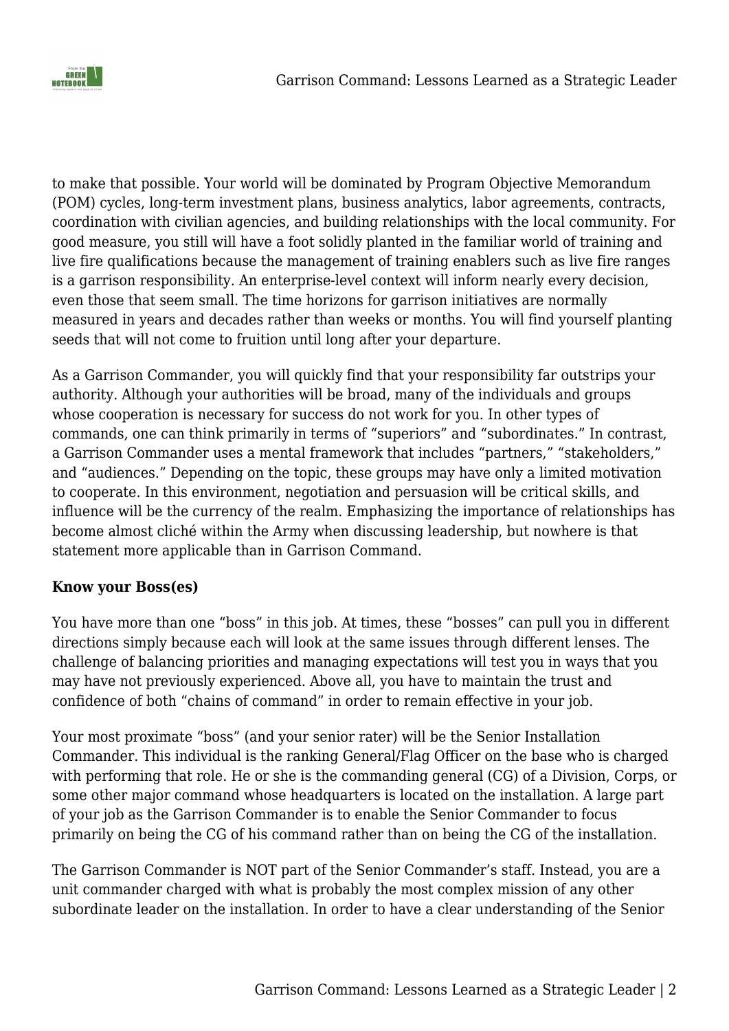to make that possible. Your world will be dominated by Program Objective Memorandum (POM) cycles, long-term investment plans, business analytics, labor agreements, contracts, coordination with civilian agencies, and building relationships with the local community. For good measure, you still will have a foot solidly planted in the familiar world of training and live fire qualifications because the management of training enablers such as live fire ranges is a garrison responsibility. An enterprise-level context will inform nearly every decision, even those that seem small. The time horizons for garrison initiatives are normally measured in years and decades rather than weeks or months. You will find yourself planting seeds that will not come to fruition until long after your departure.

As a Garrison Commander, you will quickly find that your responsibility far outstrips your authority. Although your authorities will be broad, many of the individuals and groups whose cooperation is necessary for success do not work for you. In other types of commands, one can think primarily in terms of "superiors" and "subordinates." In contrast, a Garrison Commander uses a mental framework that includes "partners," "stakeholders," and "audiences." Depending on the topic, these groups may have only a limited motivation to cooperate. In this environment, negotiation and persuasion will be critical skills, and influence will be the currency of the realm. Emphasizing the importance of relationships has become almost cliché within the Army when discussing leadership, but nowhere is that statement more applicable than in Garrison Command.

**Know your Boss(es)**

You have more than one "boss" in this job. At times, these "bosses" can pull you in different directions simply because each will look at the same issues through different lenses. The challenge of balancing priorities and managing expectations will test you in ways that you may have not previously experienced. Above all, you have to maintain the trust and confidence of both "chains of command" in order to remain effective in your job.

Your most proximate "boss" (and your senior rater) will be the Senior Installation Commander. This individual is the ranking General/Flag Officer on the base who is charged with performing that role. He or she is the commanding general (CG) of a Division, Corps, or some other major command whose headquarters is located on the installation. A large part of your job as the Garrison Commander is to enable the Senior Commander to focus primarily on being the CG of his command rather than on being the CG of the installation.

The Garrison Commander is NOT part of the Senior Commander's staff. Instead, you are a unit commander charged with what is probably the most complex mission of any other subordinate leader on the installation. In order to have a clear understanding of the Senior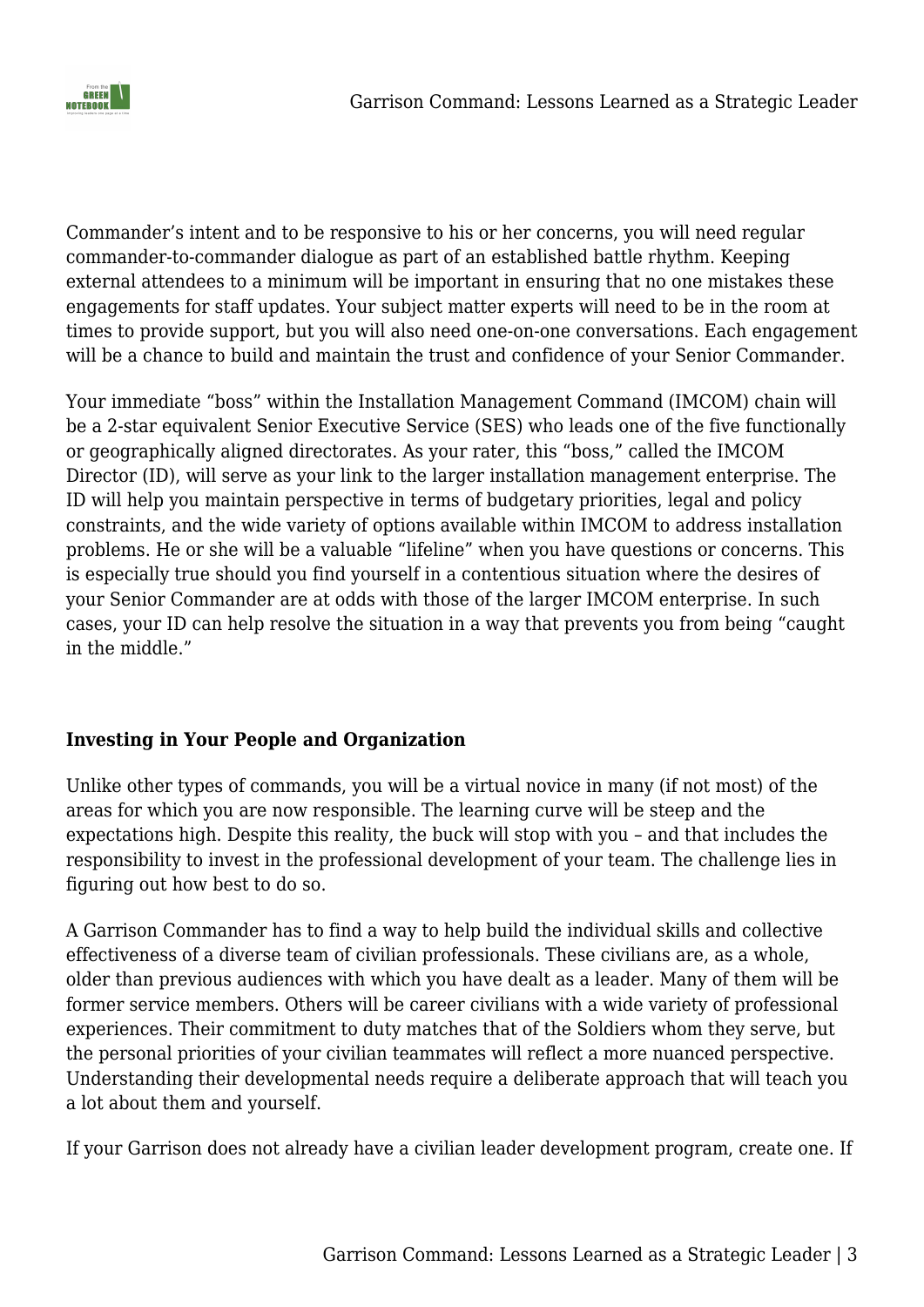Commander's intent and to be responsive to his or her concerns, you will need regular commander-to-commander dialogue as part of an established battle rhythm. Keeping external attendees to a minimum will be important in ensuring that no one mistakes these engagements for staff updates. Your subject matter experts will need to be in the room at times to provide support, but you will also need one-on-one conversations. Each engagement will be a chance to build and maintain the trust and confidence of your Senior Commander.

Your immediate "boss" within the Installation Management Command (IMCOM) chain will be a 2-star equivalent Senior Executive Service (SES) who leads one of the five functionally or geographically aligned directorates. As your rater, this "boss," called the IMCOM Director (ID), will serve as your link to the larger installation management enterprise. The ID will help you maintain perspective in terms of budgetary priorities, legal and policy constraints, and the wide variety of options available within IMCOM to address installation problems. He or she will be a valuable "lifeline" when you have questions or concerns. This is especially true should you find yourself in a contentious situation where the desires of your Senior Commander are at odds with those of the larger IMCOM enterprise. In such cases, your ID can help resolve the situation in a way that prevents you from being "caught in the middle."

**Investing in Your People and Organization**

Unlike other types of commands, you will be a virtual novice in many (if not most) of the areas for which you are now responsible. The learning curve will be steep and the expectations high. Despite this reality, the buck will stop with you – and that includes the responsibility to invest in the professional development of your team. The challenge lies in figuring out how best to do so.

A Garrison Commander has to find a way to help build the individual skills and collective effectiveness of a diverse team of civilian professionals. These civilians are, as a whole, older than previous audiences with which you have dealt as a leader. Many of them will be former service members. Others will be career civilians with a wide variety of professional experiences. Their commitment to duty matches that of the Soldiers whom they serve, but the personal priorities of your civilian teammates will reflect a more nuanced perspective. Understanding their developmental needs require a deliberate approach that will teach you a lot about them and yourself.

If your Garrison does not already have a civilian leader development program, create one. If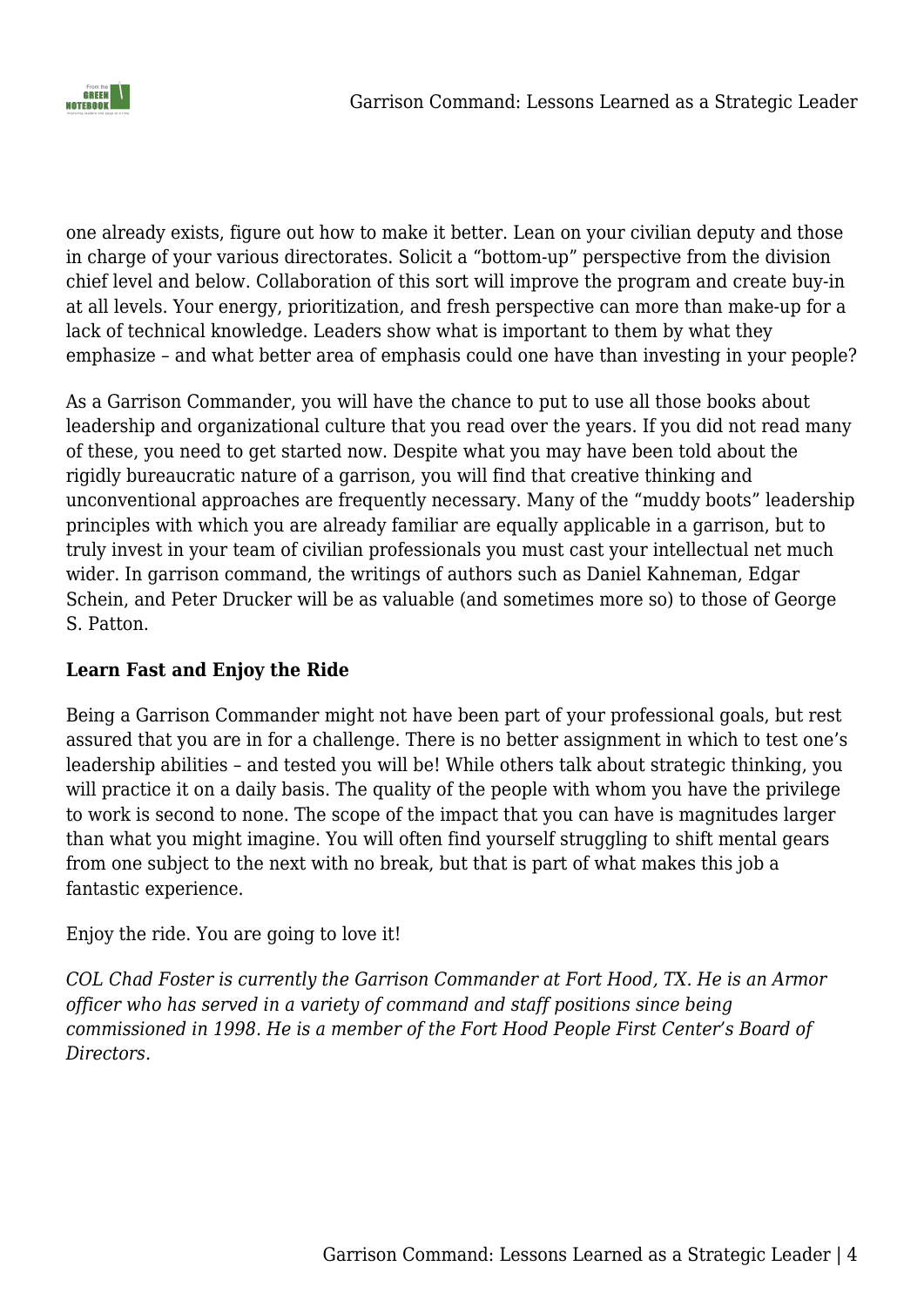one already exists, figure out how to make it better. Lean on your civilian deputy and those in charge of your various directorates. Solicit a "bottom-up" perspective from the division chief level and below. Collaboration of this sort will improve the program and create buy-in at all levels. Your energy, prioritization, and fresh perspective can more than make-up for a lack of technical knowledge. Leaders show what is important to them by what they emphasize – and what better area of emphasis could one have than investing in your people?

As a Garrison Commander, you will have the chance to put to use all those books about leadership and organizational culture that you read over the years. If you did not read many of these, you need to get started now. Despite what you may have been told about the rigidly bureaucratic nature of a garrison, you will find that creative thinking and unconventional approaches are frequently necessary. Many of the "muddy boots" leadership principles with which you are already familiar are equally applicable in a garrison, but to truly invest in your team of civilian professionals you must cast your intellectual net much wider. In garrison command, the writings of authors such as Daniel Kahneman, Edgar Schein, and Peter Drucker will be as valuable (and sometimes more so) to those of George S. Patton.

**Learn Fast and Enjoy the Ride**

Being a Garrison Commander might not have been part of your professional goals, but rest assured that you are in for a challenge. There is no better assignment in which to test one's leadership abilities – and tested you will be! While others talk about strategic thinking, you will practice it on a daily basis. The quality of the people with whom you have the privilege to work is second to none. The scope of the impact that you can have is magnitudes larger than what you might imagine. You will often find yourself struggling to shift mental gears from one subject to the next with no break, but that is part of what makes this job a fantastic experience.

Enjoy the ride. You are going to love it!

*COL Chad Foster is currently the Garrison Commander at Fort Hood, TX. He is an Armor officer who has served in a variety of command and staff positions since being commissioned in 1998. He is a member of the Fort Hood People First Center's Board of Directors.*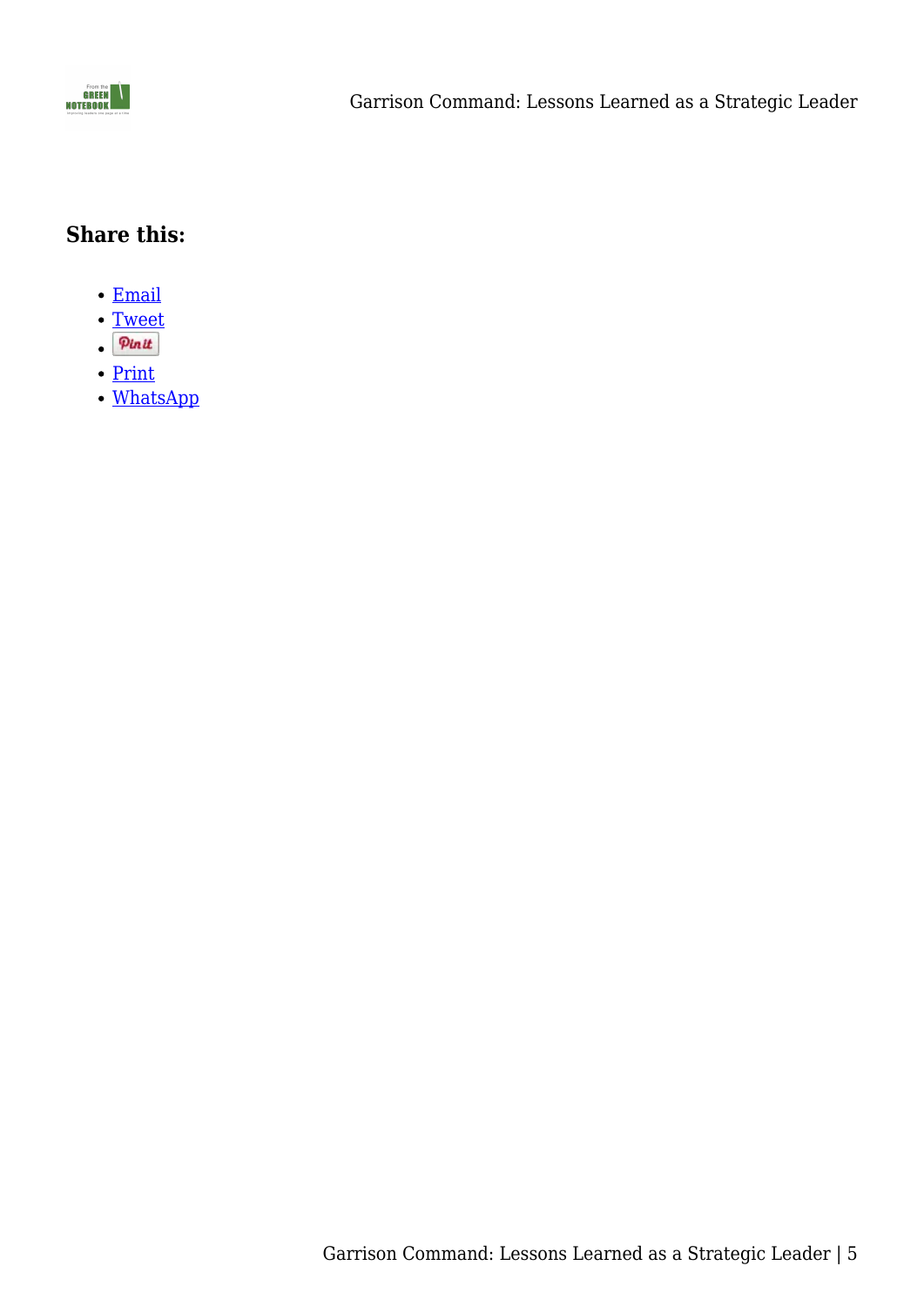## Share this:

- Email
- Tweet
- Pin it
- Print
- WhatsApp